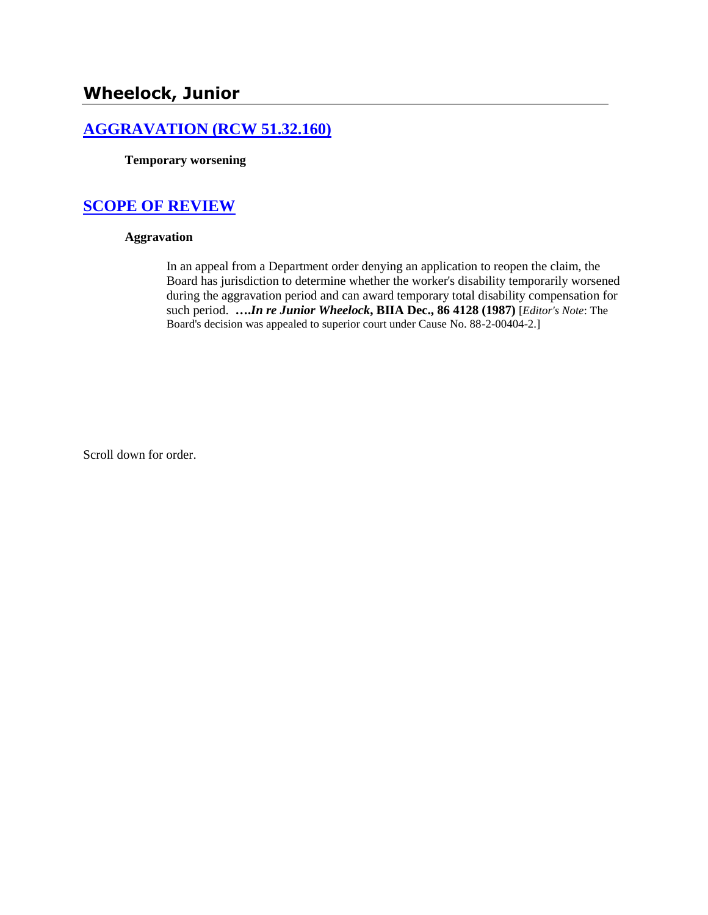## Wheelock, Junior

### [AGGRAVATION (RCW 51.32.160)]()

**Temporary worsening**

### [SCOPE OF REVIEW]()

**Aggravation**

> In an appeal from a Department order denying an application to reopen the claim, the Board has jurisdiction to determine whether the worker's disability temporarily worsened during the aggravation period and can award temporary total disability compensation for such period. ***….In re Junior Wheelock*, BIIA Dec., 86 4128 (1987)** [*Editor's Note*: The Board's decision was appealed to superior court under Cause No. 88-2-00404-2.]

Scroll down for order.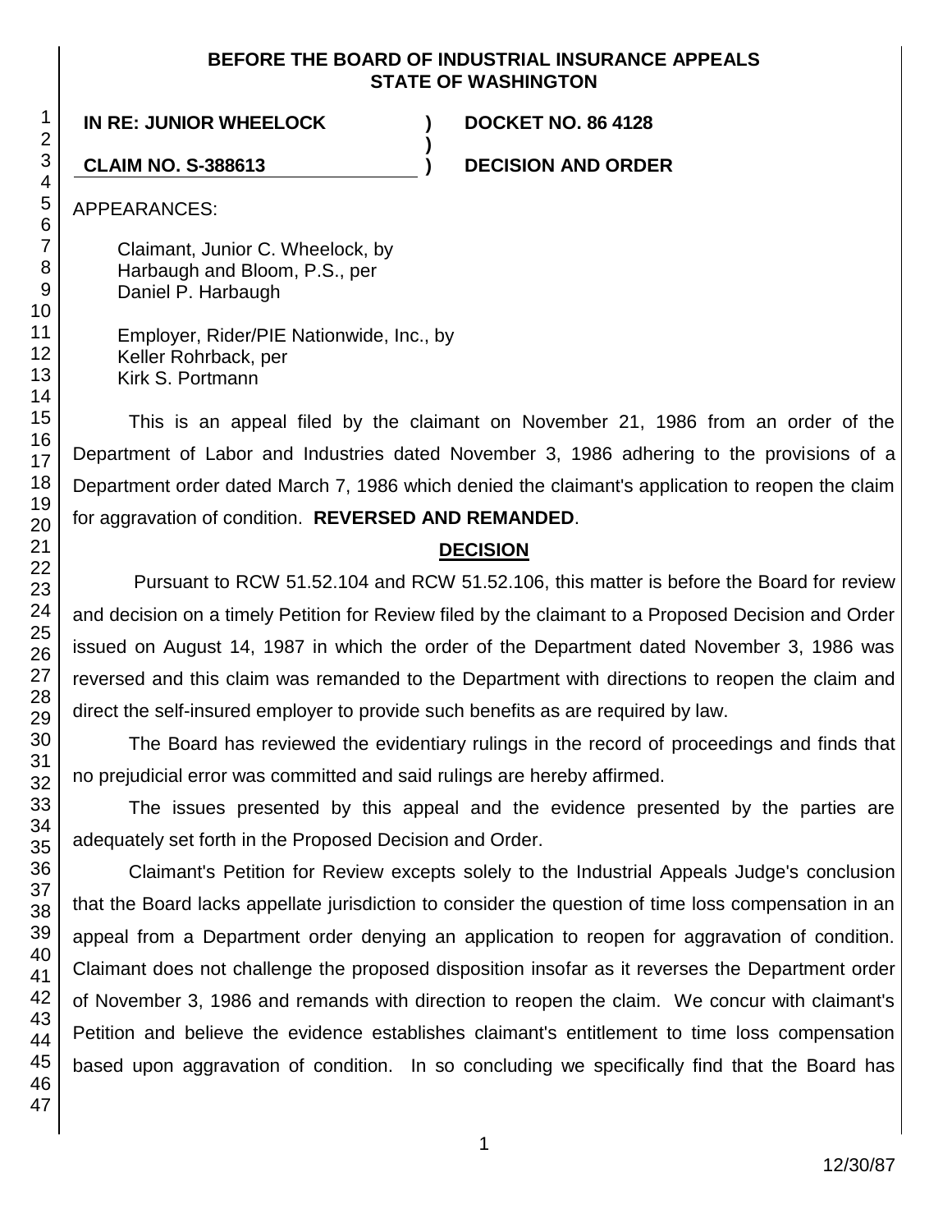**BEFORE THE BOARD OF INDUSTRIAL INSURANCE APPEALS**
**STATE OF WASHINGTON**

| | | |
|---|---|---|
| **IN RE: JUNIOR WHEELOCK** | **)** | **DOCKET NO. 86 4128** |
| | **)** | |
| **CLAIM NO. S-388613** | **)** | **DECISION AND ORDER** |

APPEARANCES:

Claimant, Junior C. Wheelock, by
Harbaugh and Bloom, P.S., per
Daniel P. Harbaugh

Employer, Rider/PIE Nationwide, Inc., by
Keller Rohrback, per
Kirk S. Portmann

This is an appeal filed by the claimant on November 21, 1986 from an order of the Department of Labor and Industries dated November 3, 1986 adhering to the provisions of a Department order dated March 7, 1986 which denied the claimant's application to reopen the claim for aggravation of condition. **REVERSED AND REMANDED**.

## DECISION

Pursuant to RCW 51.52.104 and RCW 51.52.106, this matter is before the Board for review and decision on a timely Petition for Review filed by the claimant to a Proposed Decision and Order issued on August 14, 1987 in which the order of the Department dated November 3, 1986 was reversed and this claim was remanded to the Department with directions to reopen the claim and direct the self-insured employer to provide such benefits as are required by law.

The Board has reviewed the evidentiary rulings in the record of proceedings and finds that no prejudicial error was committed and said rulings are hereby affirmed.

The issues presented by this appeal and the evidence presented by the parties are adequately set forth in the Proposed Decision and Order.

Claimant's Petition for Review excepts solely to the Industrial Appeals Judge's conclusion that the Board lacks appellate jurisdiction to consider the question of time loss compensation in an appeal from a Department order denying an application to reopen for aggravation of condition. Claimant does not challenge the proposed disposition insofar as it reverses the Department order of November 3, 1986 and remands with direction to reopen the claim. We concur with claimant's Petition and believe the evidence establishes claimant's entitlement to time loss compensation based upon aggravation of condition. In so concluding we specifically find that the Board has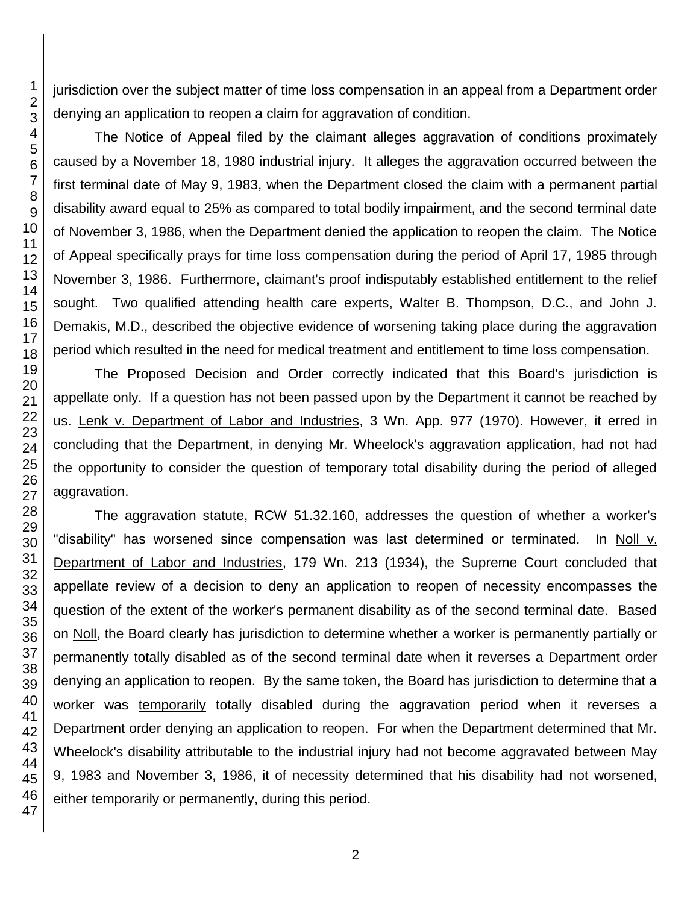jurisdiction over the subject matter of time loss compensation in an appeal from a Department order denying an application to reopen a claim for aggravation of condition.

The Notice of Appeal filed by the claimant alleges aggravation of conditions proximately caused by a November 18, 1980 industrial injury. It alleges the aggravation occurred between the first terminal date of May 9, 1983, when the Department closed the claim with a permanent partial disability award equal to 25% as compared to total bodily impairment, and the second terminal date of November 3, 1986, when the Department denied the application to reopen the claim. The Notice of Appeal specifically prays for time loss compensation during the period of April 17, 1985 through November 3, 1986. Furthermore, claimant's proof indisputably established entitlement to the relief sought. Two qualified attending health care experts, Walter B. Thompson, D.C., and John J. Demakis, M.D., described the objective evidence of worsening taking place during the aggravation period which resulted in the need for medical treatment and entitlement to time loss compensation.

The Proposed Decision and Order correctly indicated that this Board's jurisdiction is appellate only. If a question has not been passed upon by the Department it cannot be reached by us. Lenk v. Department of Labor and Industries, 3 Wn. App. 977 (1970). However, it erred in concluding that the Department, in denying Mr. Wheelock's aggravation application, had not had the opportunity to consider the question of temporary total disability during the period of alleged aggravation.

The aggravation statute, RCW 51.32.160, addresses the question of whether a worker's "disability" has worsened since compensation was last determined or terminated. In Noll v. Department of Labor and Industries, 179 Wn. 213 (1934), the Supreme Court concluded that appellate review of a decision to deny an application to reopen of necessity encompasses the question of the extent of the worker's permanent disability as of the second terminal date. Based on Noll, the Board clearly has jurisdiction to determine whether a worker is permanently partially or permanently totally disabled as of the second terminal date when it reverses a Department order denying an application to reopen. By the same token, the Board has jurisdiction to determine that a worker was temporarily totally disabled during the aggravation period when it reverses a Department order denying an application to reopen. For when the Department determined that Mr. Wheelock's disability attributable to the industrial injury had not become aggravated between May 9, 1983 and November 3, 1986, it of necessity determined that his disability had not worsened, either temporarily or permanently, during this period.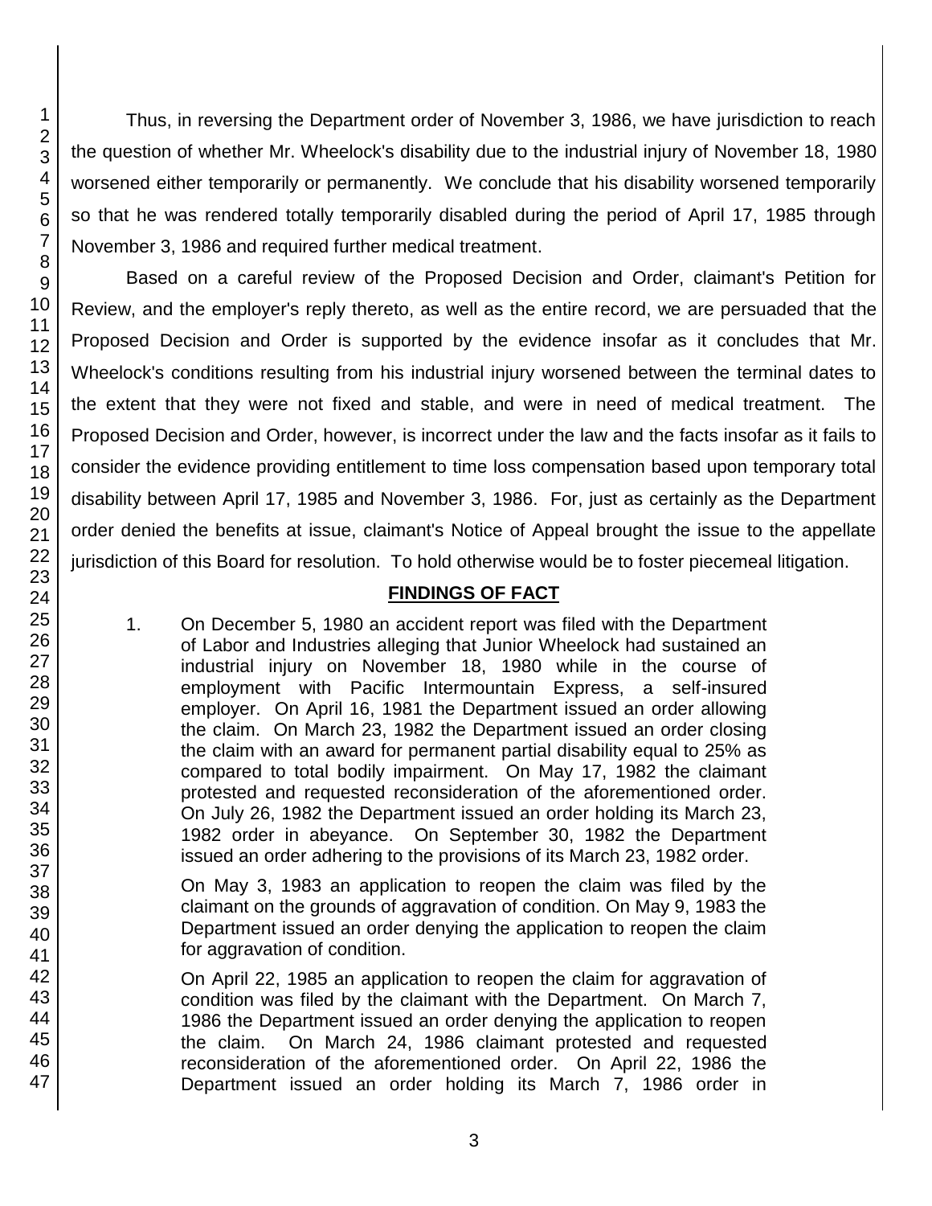Thus, in reversing the Department order of November 3, 1986, we have jurisdiction to reach the question of whether Mr. Wheelock's disability due to the industrial injury of November 18, 1980 worsened either temporarily or permanently. We conclude that his disability worsened temporarily so that he was rendered totally temporarily disabled during the period of April 17, 1985 through November 3, 1986 and required further medical treatment.

Based on a careful review of the Proposed Decision and Order, claimant's Petition for Review, and the employer's reply thereto, as well as the entire record, we are persuaded that the Proposed Decision and Order is supported by the evidence insofar as it concludes that Mr. Wheelock's conditions resulting from his industrial injury worsened between the terminal dates to the extent that they were not fixed and stable, and were in need of medical treatment. The Proposed Decision and Order, however, is incorrect under the law and the facts insofar as it fails to consider the evidence providing entitlement to time loss compensation based upon temporary total disability between April 17, 1985 and November 3, 1986. For, just as certainly as the Department order denied the benefits at issue, claimant's Notice of Appeal brought the issue to the appellate jurisdiction of this Board for resolution. To hold otherwise would be to foster piecemeal litigation.

## FINDINGS OF FACT

1. On December 5, 1980 an accident report was filed with the Department of Labor and Industries alleging that Junior Wheelock had sustained an industrial injury on November 18, 1980 while in the course of employment with Pacific Intermountain Express, a self-insured employer. On April 16, 1981 the Department issued an order allowing the claim. On March 23, 1982 the Department issued an order closing the claim with an award for permanent partial disability equal to 25% as compared to total bodily impairment. On May 17, 1982 the claimant protested and requested reconsideration of the aforementioned order. On July 26, 1982 the Department issued an order holding its March 23, 1982 order in abeyance. On September 30, 1982 the Department issued an order adhering to the provisions of its March 23, 1982 order.

   On May 3, 1983 an application to reopen the claim was filed by the claimant on the grounds of aggravation of condition. On May 9, 1983 the Department issued an order denying the application to reopen the claim for aggravation of condition.

   On April 22, 1985 an application to reopen the claim for aggravation of condition was filed by the claimant with the Department. On March 7, 1986 the Department issued an order denying the application to reopen the claim. On March 24, 1986 claimant protested and requested reconsideration of the aforementioned order. On April 22, 1986 the Department issued an order holding its March 7, 1986 order in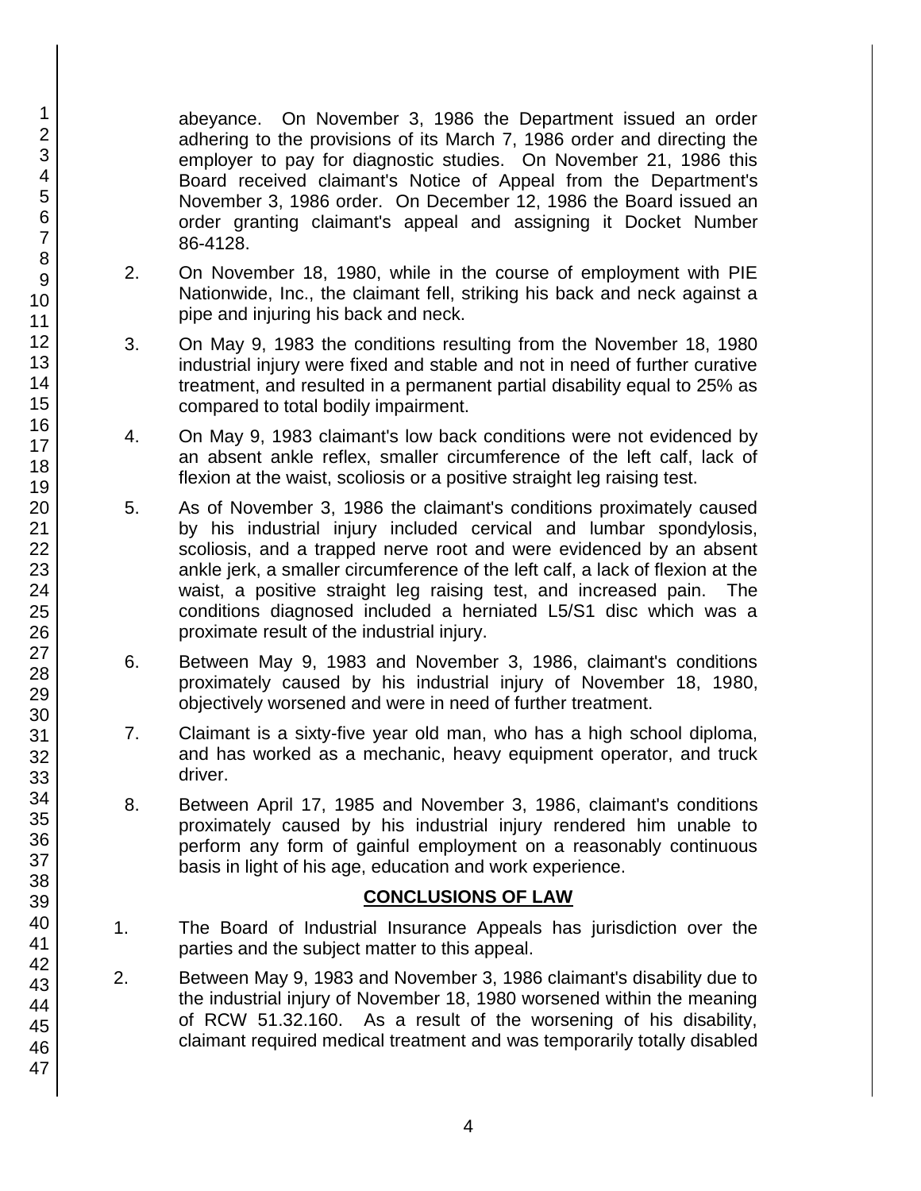abeyance. On November 3, 1986 the Department issued an order adhering to the provisions of its March 7, 1986 order and directing the employer to pay for diagnostic studies. On November 21, 1986 this Board received claimant's Notice of Appeal from the Department's November 3, 1986 order. On December 12, 1986 the Board issued an order granting claimant's appeal and assigning it Docket Number 86-4128.

2. On November 18, 1980, while in the course of employment with PIE Nationwide, Inc., the claimant fell, striking his back and neck against a pipe and injuring his back and neck.

3. On May 9, 1983 the conditions resulting from the November 18, 1980 industrial injury were fixed and stable and not in need of further curative treatment, and resulted in a permanent partial disability equal to 25% as compared to total bodily impairment.

4. On May 9, 1983 claimant's low back conditions were not evidenced by an absent ankle reflex, smaller circumference of the left calf, lack of flexion at the waist, scoliosis or a positive straight leg raising test.

5. As of November 3, 1986 the claimant's conditions proximately caused by his industrial injury included cervical and lumbar spondylosis, scoliosis, and a trapped nerve root and were evidenced by an absent ankle jerk, a smaller circumference of the left calf, a lack of flexion at the waist, a positive straight leg raising test, and increased pain. The conditions diagnosed included a herniated L5/S1 disc which was a proximate result of the industrial injury.

6. Between May 9, 1983 and November 3, 1986, claimant's conditions proximately caused by his industrial injury of November 18, 1980, objectively worsened and were in need of further treatment.

7. Claimant is a sixty-five year old man, who has a high school diploma, and has worked as a mechanic, heavy equipment operator, and truck driver.

8. Between April 17, 1985 and November 3, 1986, claimant's conditions proximately caused by his industrial injury rendered him unable to perform any form of gainful employment on a reasonably continuous basis in light of his age, education and work experience.

## CONCLUSIONS OF LAW

1. The Board of Industrial Insurance Appeals has jurisdiction over the parties and the subject matter to this appeal.

2. Between May 9, 1983 and November 3, 1986 claimant's disability due to the industrial injury of November 18, 1980 worsened within the meaning of RCW 51.32.160. As a result of the worsening of his disability, claimant required medical treatment and was temporarily totally disabled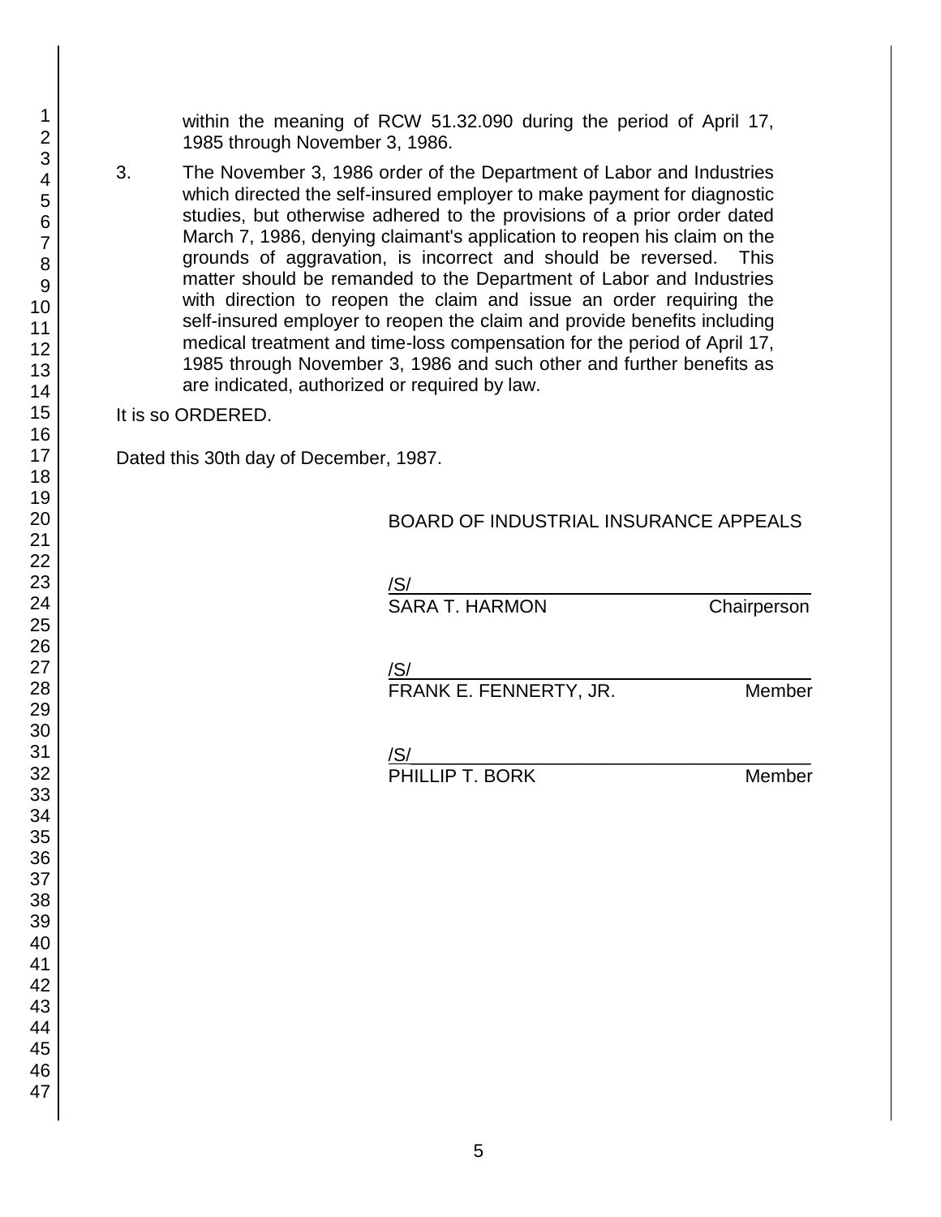within the meaning of RCW 51.32.090 during the period of April 17, 1985 through November 3, 1986.

3. The November 3, 1986 order of the Department of Labor and Industries which directed the self-insured employer to make payment for diagnostic studies, but otherwise adhered to the provisions of a prior order dated March 7, 1986, denying claimant's application to reopen his claim on the grounds of aggravation, is incorrect and should be reversed. This matter should be remanded to the Department of Labor and Industries with direction to reopen the claim and issue an order requiring the self-insured employer to reopen the claim and provide benefits including medical treatment and time-loss compensation for the period of April 17, 1985 through November 3, 1986 and such other and further benefits as are indicated, authorized or required by law.

It is so ORDERED.

Dated this 30th day of December, 1987.

BOARD OF INDUSTRIAL INSURANCE APPEALS

/S/
SARA T. HARMON Chairperson

/S/
FRANK E. FENNERTY, JR. Member

/S/
PHILLIP T. BORK Member